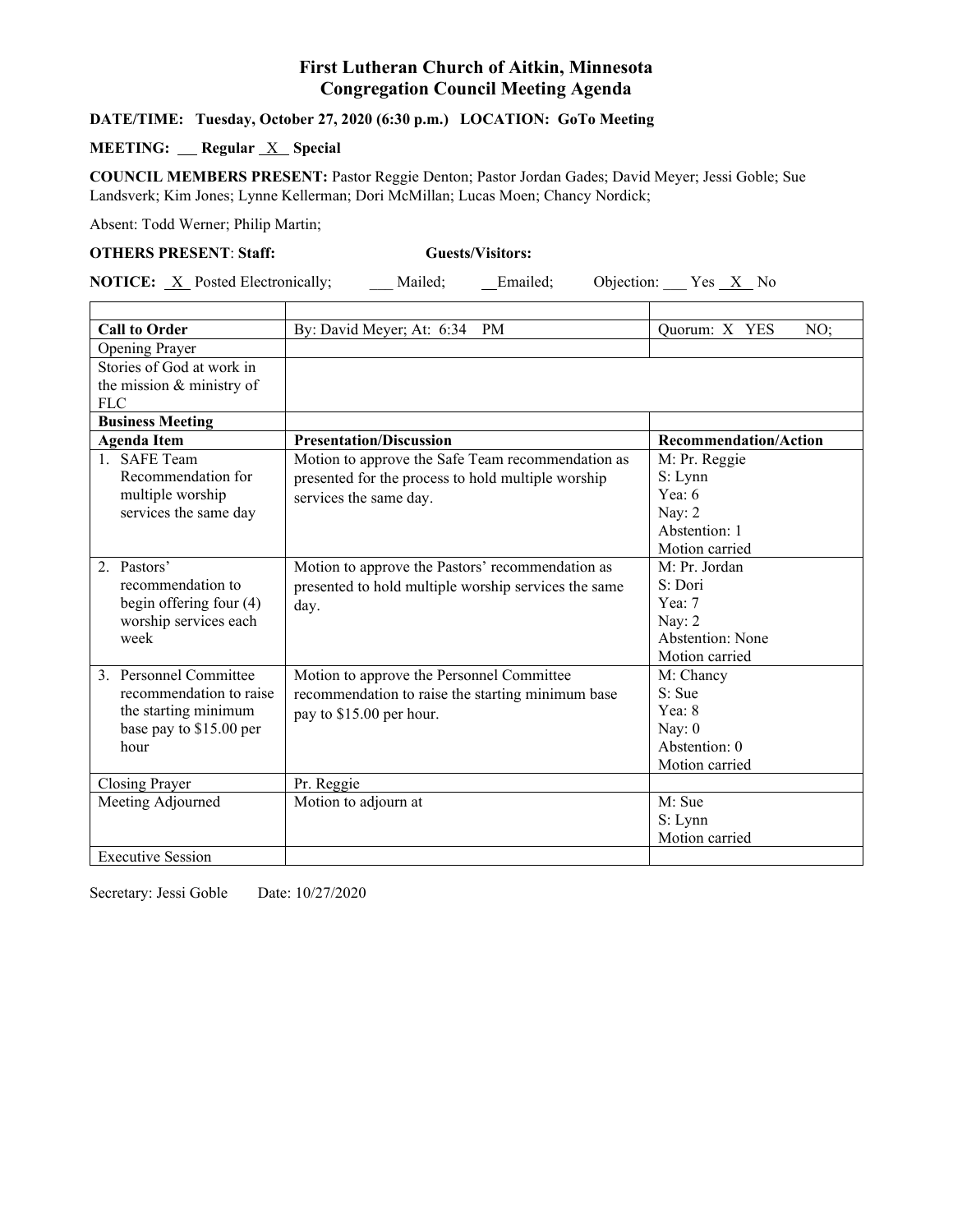# First Lutheran Church of Aitkin, Minnesota
## Congregation Council Meeting Agenda

**DATE/TIME: Tuesday, October 27, 2020 (6:30 p.m.) LOCATION: GoTo Meeting**

**MEETING: ___ Regular _X_ Special**

**COUNCIL MEMBERS PRESENT:** Pastor Reggie Denton; Pastor Jordan Gades; David Meyer; Jessi Goble; Sue Landsverk; Kim Jones; Lynne Kellerman; Dori McMillan; Lucas Moen; Chancy Nordick;

Absent: Todd Werner; Philip Martin;

**OTHERS PRESENT**: **Staff:** **Guests/Visitors:**

**NOTICE:** _X_ Posted Electronically; ___ Mailed; __Emailed; Objection: ___ Yes _X_ No

| | | |
|---|---|---|
| **Call to Order** | By: David Meyer; At: 6:34 PM | Quorum: X YES NO; |
| Opening Prayer | | |
| Stories of God at work in the mission & ministry of FLC | | |
| **Business Meeting** | | |
| **Agenda Item** | **Presentation/Discussion** | **Recommendation/Action** |
| 1. SAFE Team Recommendation for multiple worship services the same day | Motion to approve the Safe Team recommendation as presented for the process to hold multiple worship services the same day. | M: Pr. Reggie<br>S: Lynn<br>Yea: 6<br>Nay: 2<br>Abstention: 1<br>Motion carried |
| 2. Pastors' recommendation to begin offering four (4) worship services each week | Motion to approve the Pastors' recommendation as presented to hold multiple worship services the same day. | M: Pr. Jordan<br>S: Dori<br>Yea: 7<br>Nay: 2<br>Abstention: None<br>Motion carried |
| 3. Personnel Committee recommendation to raise the starting minimum base pay to $15.00 per hour | Motion to approve the Personnel Committee recommendation to raise the starting minimum base pay to $15.00 per hour. | M: Chancy<br>S: Sue<br>Yea: 8<br>Nay: 0<br>Abstention: 0<br>Motion carried |
| Closing Prayer | Pr. Reggie | |
| Meeting Adjourned | Motion to adjourn at | M: Sue<br>S: Lynn<br>Motion carried |
| Executive Session | | |

Secretary: Jessi Goble Date: 10/27/2020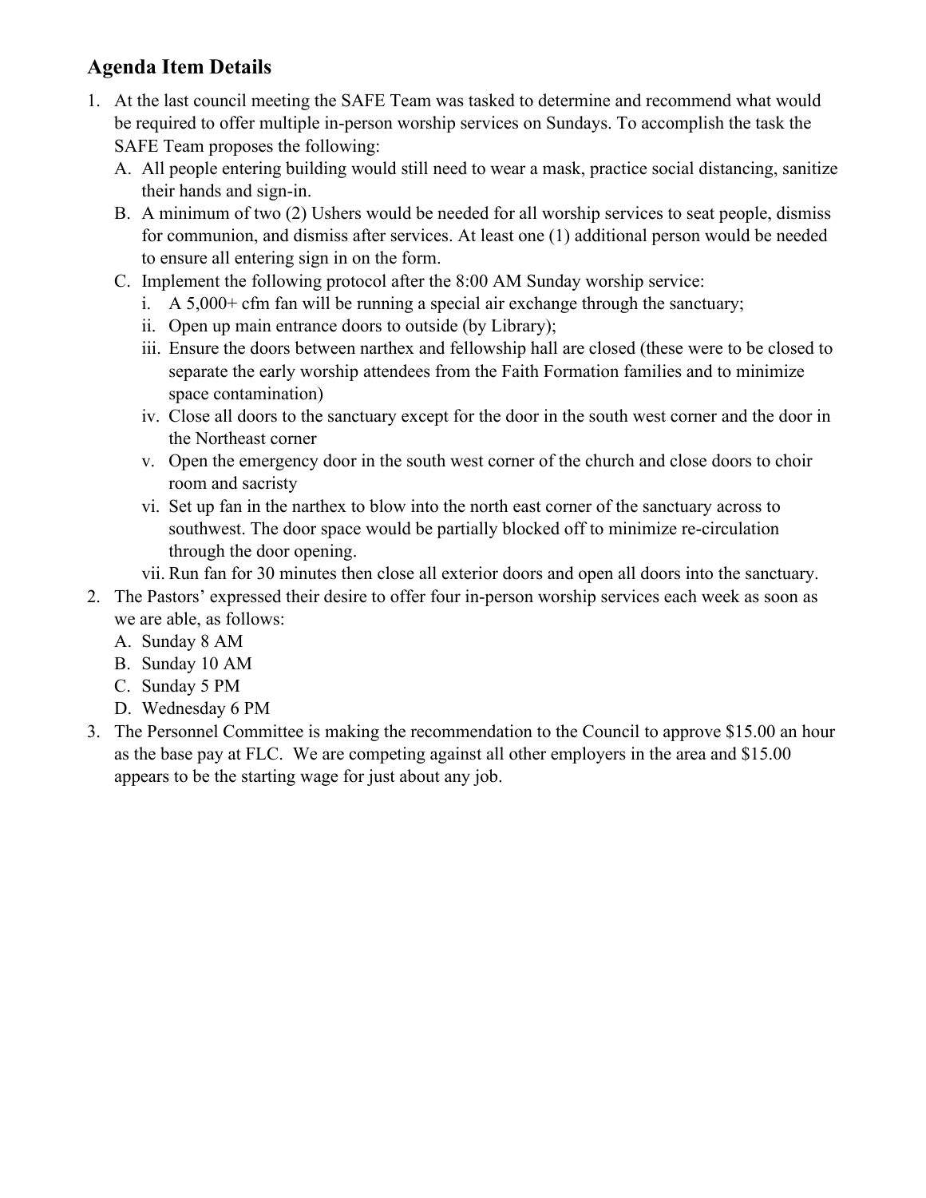## Agenda Item Details

1. At the last council meeting the SAFE Team was tasked to determine and recommend what would be required to offer multiple in-person worship services on Sundays. To accomplish the task the SAFE Team proposes the following:
   A. All people entering building would still need to wear a mask, practice social distancing, sanitize their hands and sign-in.
   B. A minimum of two (2) Ushers would be needed for all worship services to seat people, dismiss for communion, and dismiss after services. At least one (1) additional person would be needed to ensure all entering sign in on the form.
   C. Implement the following protocol after the 8:00 AM Sunday worship service:
      i. A 5,000+ cfm fan will be running a special air exchange through the sanctuary;
      ii. Open up main entrance doors to outside (by Library);
      iii. Ensure the doors between narthex and fellowship hall are closed (these were to be closed to separate the early worship attendees from the Faith Formation families and to minimize space contamination)
      iv. Close all doors to the sanctuary except for the door in the south west corner and the door in the Northeast corner
      v. Open the emergency door in the south west corner of the church and close doors to choir room and sacristy
      vi. Set up fan in the narthex to blow into the north east corner of the sanctuary across to southwest. The door space would be partially blocked off to minimize re-circulation through the door opening.
      vii. Run fan for 30 minutes then close all exterior doors and open all doors into the sanctuary.
2. The Pastors' expressed their desire to offer four in-person worship services each week as soon as we are able, as follows:
   A. Sunday 8 AM
   B. Sunday 10 AM
   C. Sunday 5 PM
   D. Wednesday 6 PM
3. The Personnel Committee is making the recommendation to the Council to approve $15.00 an hour as the base pay at FLC. We are competing against all other employers in the area and $15.00 appears to be the starting wage for just about any job.